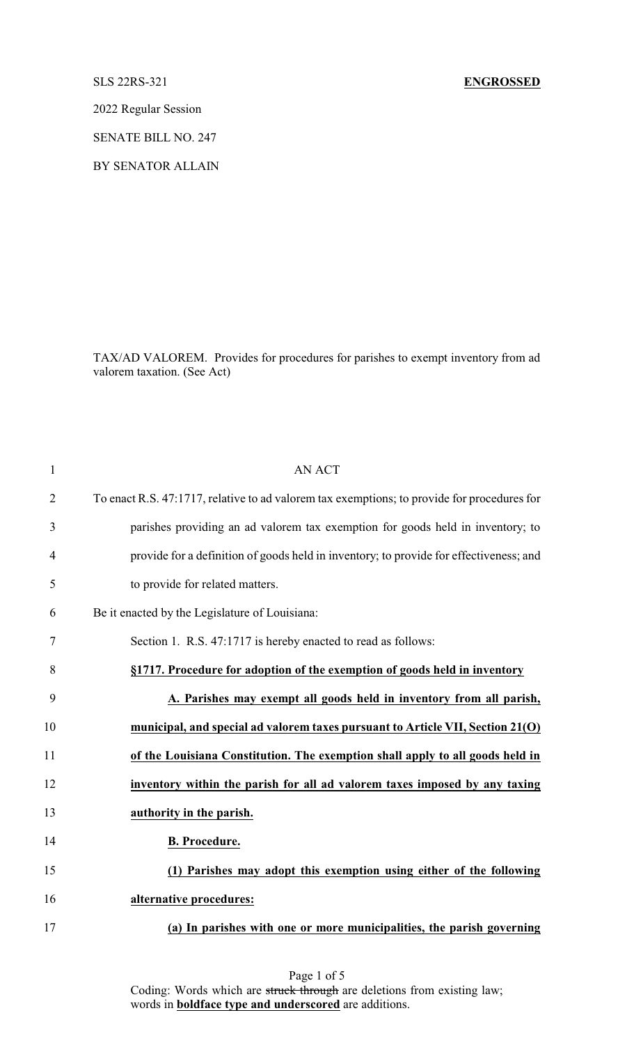SLS 22RS-321 **ENGROSSED**

2022 Regular Session

SENATE BILL NO. 247

BY SENATOR ALLAIN

TAX/AD VALOREM. Provides for procedures for parishes to exempt inventory from ad valorem taxation. (See Act)

AN ACT

To enact R.S. 47:1717, relative to ad valorem tax exemptions; to provide for procedures for parishes providing an ad valorem tax exemption for goods held in inventory; to provide for a definition of goods held in inventory; to provide for effectiveness; and to provide for related matters.

Be it enacted by the Legislature of Louisiana:

Section 1. R.S. 47:1717 is hereby enacted to read as follows:

**§1717. Procedure for adoption of the exemption of goods held in inventory**

**A. Parishes may exempt all goods held in inventory from all parish, municipal, and special ad valorem taxes pursuant to Article VII, Section 21(O) of the Louisiana Constitution. The exemption shall apply to all goods held in inventory within the parish for all ad valorem taxes imposed by any taxing authority in the parish.**

**B. Procedure.**

**(1) Parishes may adopt this exemption using either of the following alternative procedures:**

**(a) In parishes with one or more municipalities, the parish governing**

Coding: Words which are ~~struck through~~ are deletions from existing law; words in **boldface type and underscored** are additions.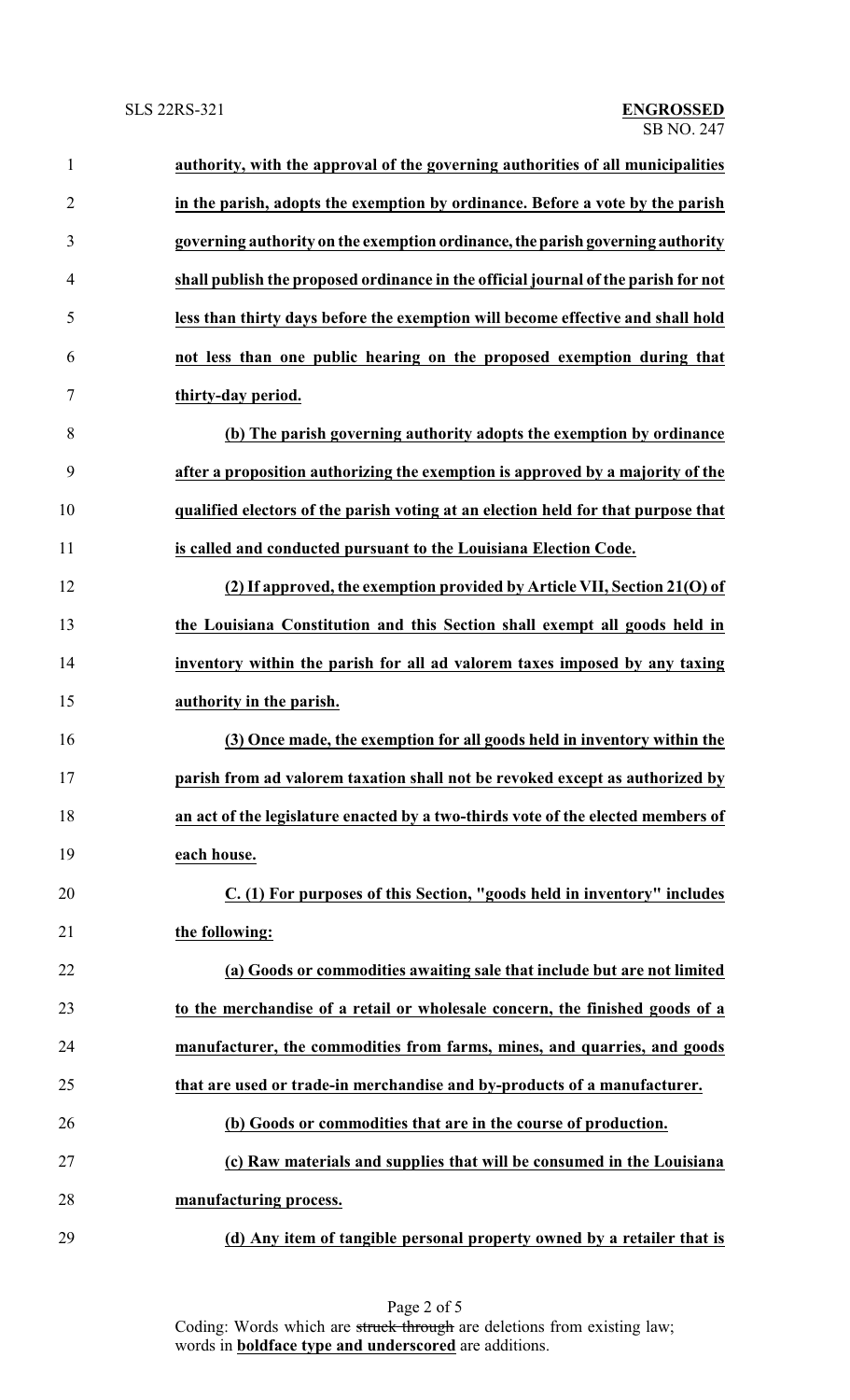**authority, with the approval of the governing authorities of all municipalities in the parish, adopts the exemption by ordinance. Before a vote by the parish governing authority on the exemption ordinance, the parish governing authority shall publish the proposed ordinance in the official journal of the parish for not less than thirty days before the exemption will become effective and shall hold not less than one public hearing on the proposed exemption during that thirty-day period.**

**(b) The parish governing authority adopts the exemption by ordinance after a proposition authorizing the exemption is approved by a majority of the qualified electors of the parish voting at an election held for that purpose that is called and conducted pursuant to the Louisiana Election Code.**

**(2) If approved, the exemption provided by Article VII, Section 21(O) of the Louisiana Constitution and this Section shall exempt all goods held in inventory within the parish for all ad valorem taxes imposed by any taxing authority in the parish.**

**(3) Once made, the exemption for all goods held in inventory within the parish from ad valorem taxation shall not be revoked except as authorized by an act of the legislature enacted by a two-thirds vote of the elected members of each house.**

**C. (1) For purposes of this Section, "goods held in inventory" includes the following:**

**(a) Goods or commodities awaiting sale that include but are not limited to the merchandise of a retail or wholesale concern, the finished goods of a manufacturer, the commodities from farms, mines, and quarries, and goods that are used or trade-in merchandise and by-products of a manufacturer.**

**(b) Goods or commodities that are in the course of production.**

**(c) Raw materials and supplies that will be consumed in the Louisiana manufacturing process.**

**(d) Any item of tangible personal property owned by a retailer that is**

Coding: Words which are ~~struck through~~ are deletions from existing law; words in **boldface type and underscored** are additions.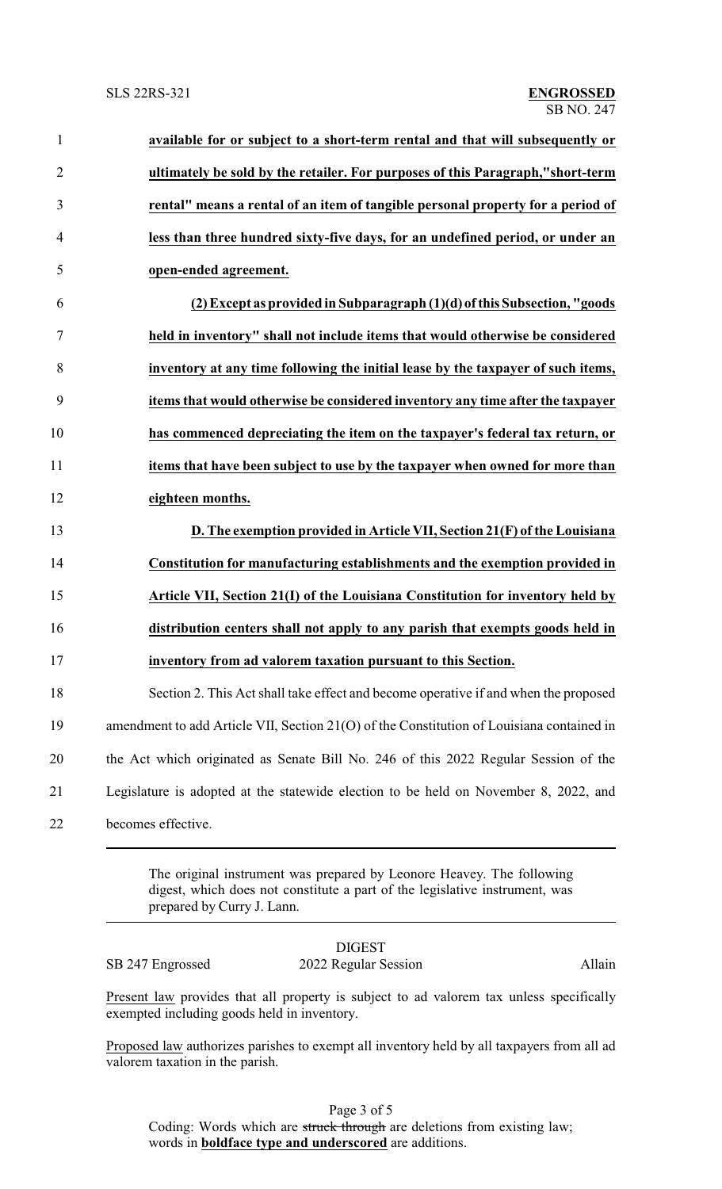**available for or subject to a short-term rental and that will subsequently or ultimately be sold by the retailer. For purposes of this Paragraph,"short-term rental" means a rental of an item of tangible personal property for a period of less than three hundred sixty-five days, for an undefined period, or under an open-ended agreement.**

**(2) Except as provided in Subparagraph (1)(d) of this Subsection, "goods held in inventory" shall not include items that would otherwise be considered inventory at any time following the initial lease by the taxpayer of such items, items that would otherwise be considered inventory any time after the taxpayer has commenced depreciating the item on the taxpayer's federal tax return, or items that have been subject to use by the taxpayer when owned for more than eighteen months.**

**D. The exemption provided in Article VII, Section 21(F) of the Louisiana Constitution for manufacturing establishments and the exemption provided in Article VII, Section 21(I) of the Louisiana Constitution for inventory held by distribution centers shall not apply to any parish that exempts goods held in inventory from ad valorem taxation pursuant to this Section.**

Section 2. This Act shall take effect and become operative if and when the proposed amendment to add Article VII, Section 21(O) of the Constitution of Louisiana contained in the Act which originated as Senate Bill No. 246 of this 2022 Regular Session of the Legislature is adopted at the statewide election to be held on November 8, 2022, and becomes effective.

---

The original instrument was prepared by Leonore Heavey. The following digest, which does not constitute a part of the legislative instrument, was prepared by Curry J. Lann.

---

DIGEST

SB 247 Engrossed — 2022 Regular Session — Allain

Present law provides that all property is subject to ad valorem tax unless specifically exempted including goods held in inventory.

Proposed law authorizes parishes to exempt all inventory held by all taxpayers from all ad valorem taxation in the parish.

Coding: Words which are ~~struck through~~ are deletions from existing law; words in **boldface type and underscored** are additions.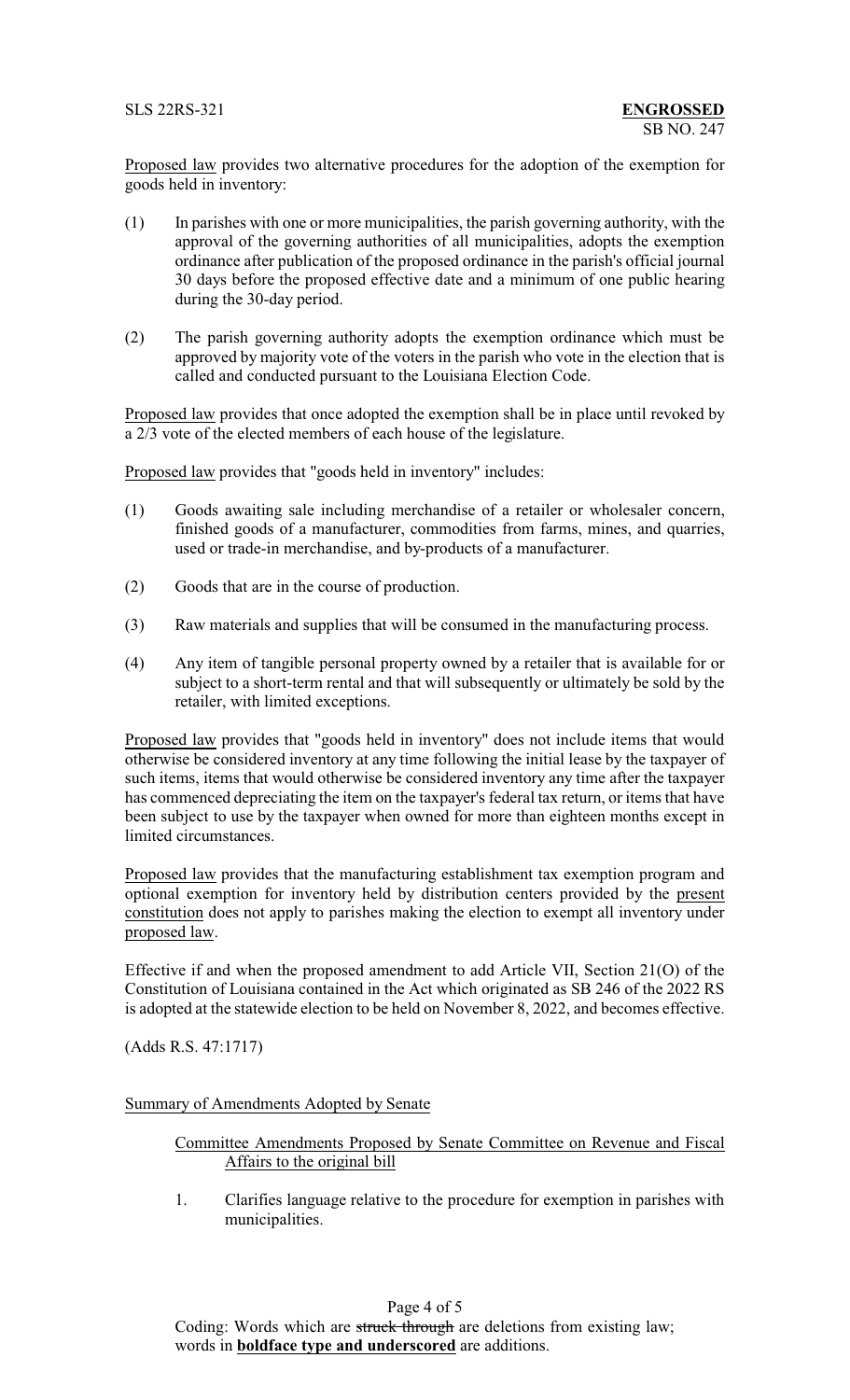Proposed law provides two alternative procedures for the adoption of the exemption for goods held in inventory:

(1) In parishes with one or more municipalities, the parish governing authority, with the approval of the governing authorities of all municipalities, adopts the exemption ordinance after publication of the proposed ordinance in the parish's official journal 30 days before the proposed effective date and a minimum of one public hearing during the 30-day period.

(2) The parish governing authority adopts the exemption ordinance which must be approved by majority vote of the voters in the parish who vote in the election that is called and conducted pursuant to the Louisiana Election Code.

Proposed law provides that once adopted the exemption shall be in place until revoked by a 2/3 vote of the elected members of each house of the legislature.

Proposed law provides that "goods held in inventory" includes:

(1) Goods awaiting sale including merchandise of a retailer or wholesaler concern, finished goods of a manufacturer, commodities from farms, mines, and quarries, used or trade-in merchandise, and by-products of a manufacturer.

(2) Goods that are in the course of production.

(3) Raw materials and supplies that will be consumed in the manufacturing process.

(4) Any item of tangible personal property owned by a retailer that is available for or subject to a short-term rental and that will subsequently or ultimately be sold by the retailer, with limited exceptions.

Proposed law provides that "goods held in inventory" does not include items that would otherwise be considered inventory at any time following the initial lease by the taxpayer of such items, items that would otherwise be considered inventory any time after the taxpayer has commenced depreciating the item on the taxpayer's federal tax return, or items that have been subject to use by the taxpayer when owned for more than eighteen months except in limited circumstances.

Proposed law provides that the manufacturing establishment tax exemption program and optional exemption for inventory held by distribution centers provided by the present constitution does not apply to parishes making the election to exempt all inventory under proposed law.

Effective if and when the proposed amendment to add Article VII, Section 21(O) of the Constitution of Louisiana contained in the Act which originated as SB 246 of the 2022 RS is adopted at the statewide election to be held on November 8, 2022, and becomes effective.

(Adds R.S. 47:1717)

Summary of Amendments Adopted by Senate

Committee Amendments Proposed by Senate Committee on Revenue and Fiscal Affairs to the original bill

1. Clarifies language relative to the procedure for exemption in parishes with municipalities.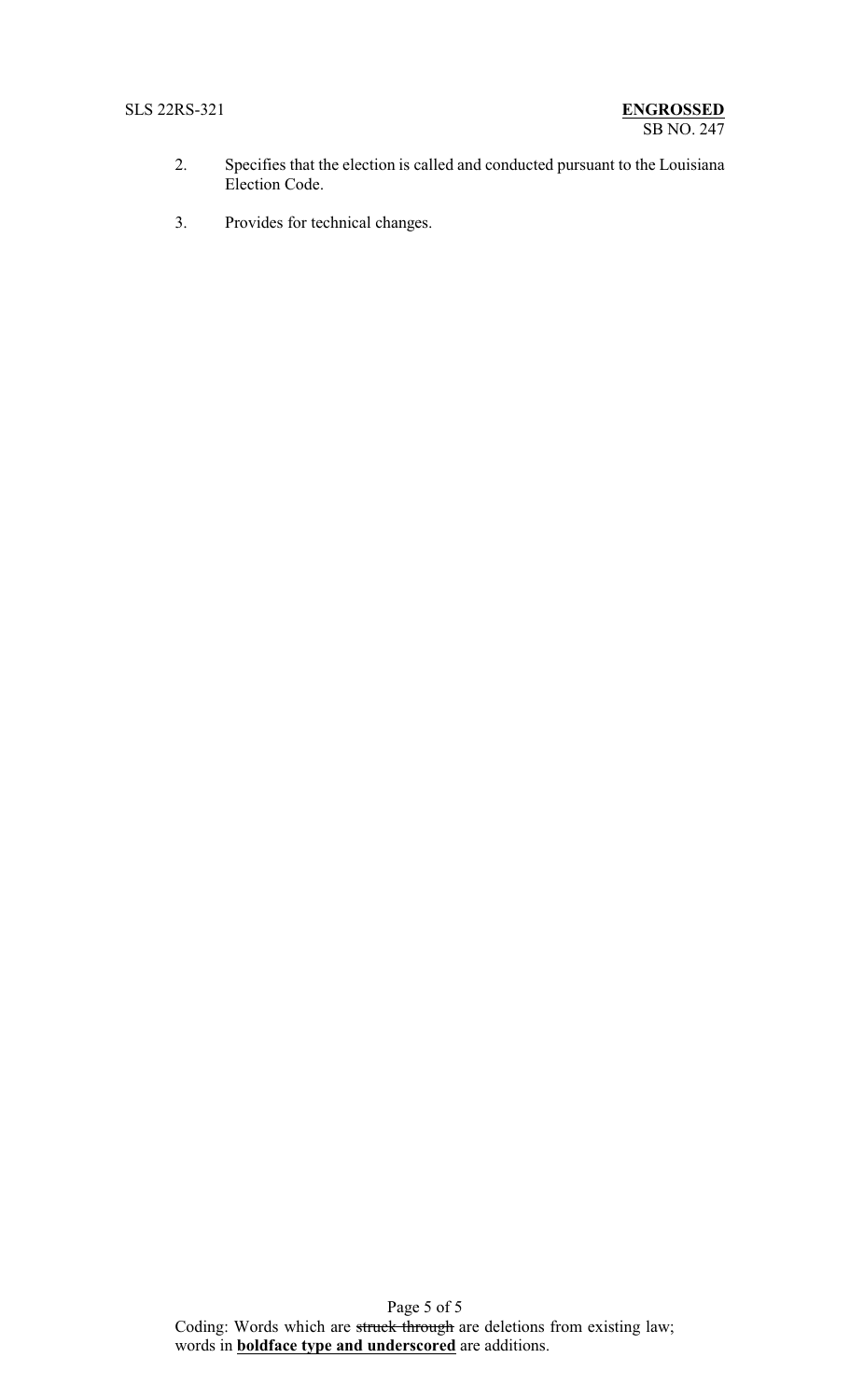2. Specifies that the election is called and conducted pursuant to the Louisiana Election Code.

3. Provides for technical changes.

Coding: Words which are ~~struck through~~ are deletions from existing law; words in **boldface type and underscored** are additions.